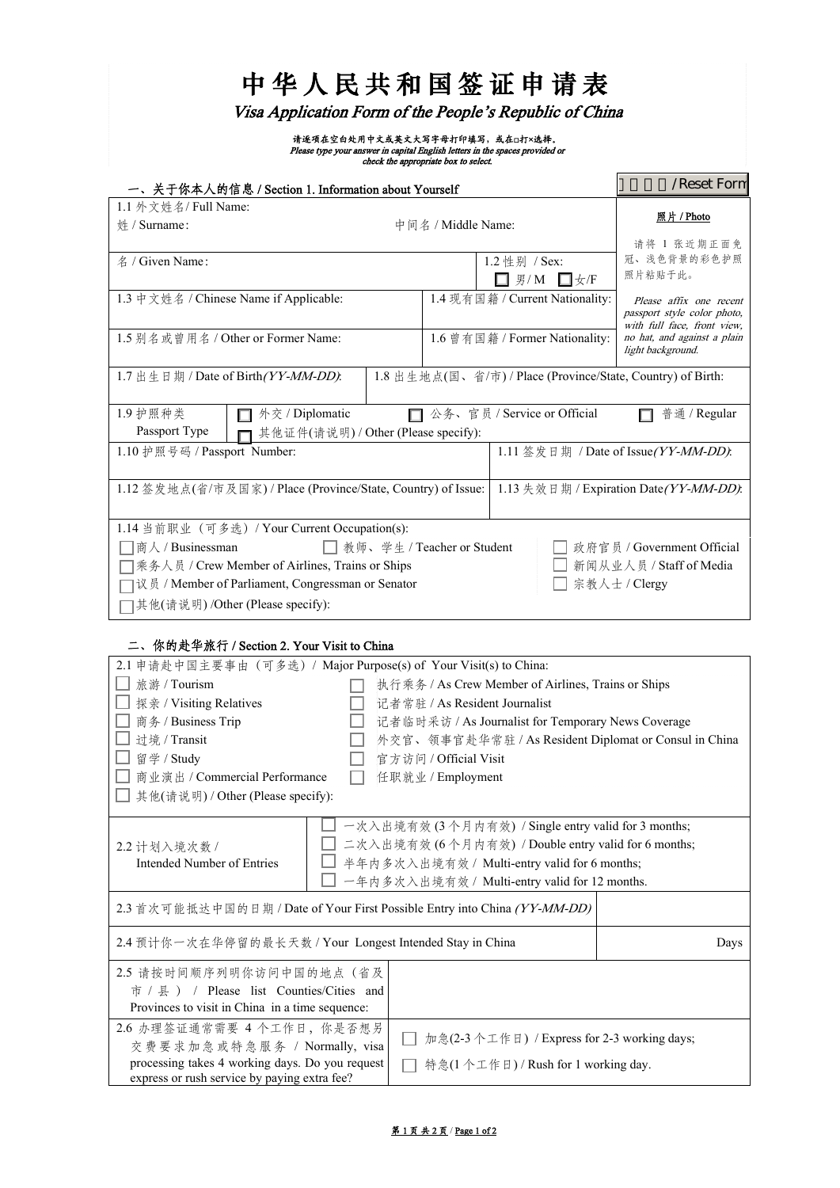# 中华人民共和国签证申请表

*Visa Application Form of the People's Republic of China*

**请逐项在空白处用中文或英文大写字母打印填写，或在□打×选择。**
***Please type your answer in capital English letters in the spaces provided or check the appropriate box to select.***

## 一、关于你本人的信息 / Section 1. Information about Yourself

重置表格 / Reset Form

| | | |
|---|---|---|
| 1.1 外文姓名/ Full Name:<br>姓 / Surname: &nbsp;&nbsp;&nbsp;&nbsp; 中间名 / Middle Name: | | 照片 / Photo<br>请将 1 张近期正面免冠、浅色背景的彩色护照照片粘贴于此。<br>*Please affix one recent passport style color photo, with full face, front view, no hat, and against a plain light background.* |
| 名 / Given Name: | 1.2 性别 / Sex:<br>☐ 男/ M ☐ 女/F | |
| 1.3 中文姓名 / Chinese Name if Applicable: | 1.4 现有国籍 / Current Nationality: | |
| 1.5 别名或曾用名 / Other or Former Name: | 1.6 曾有国籍 / Former Nationality: | |

| | |
|---|---|
| 1.7 出生日期 / Date of Birth*(YY-MM-DD)*: | 1.8 出生地点(国、省/市) / Place (Province/State, Country) of Birth: |

1.9 护照种类 Passport Type
☐ 外交 / Diplomatic ☐ 公务、官员 / Service or Official ☐ 普通 / Regular
☐ 其他证件(请说明) / Other (Please specify):

| | |
|---|---|
| 1.10 护照号码 / Passport Number: | 1.11 签发日期 / Date of Issue*(YY-MM-DD)*: |
| 1.12 签发地点(省/市及国家) / Place (Province/State, Country) of Issue: | 1.13 失效日期 / Expiration Date*(YY-MM-DD)*: |

1.14 当前职业（可多选）/ Your Current Occupation(s):

☐ 商人 / Businessman
☐ 教师、学生 / Teacher or Student
☐ 政府官员 / Government Official
☐ 乘务人员 / Crew Member of Airlines, Trains or Ships
☐ 新闻从业人员 / Staff of Media
☐ 议员 / Member of Parliament, Congressman or Senator
☐ 宗教人士 / Clergy
☐ 其他(请说明) /Other (Please specify):

## 二、你的赴华旅行 / Section 2. Your Visit to China

2.1 申请赴中国主要事由（可多选）/ Major Purpose(s) of Your Visit(s) to China:

☐ 旅游 / Tourism
☐ 探亲 / Visiting Relatives
☐ 商务 / Business Trip
☐ 过境 / Transit
☐ 留学 / Study
☐ 商业演出 / Commercial Performance
☐ 其他(请说明) / Other (Please specify):
☐ 执行乘务 / As Crew Member of Airlines, Trains or Ships
☐ 记者常驻 / As Resident Journalist
☐ 记者临时采访 / As Journalist for Temporary News Coverage
☐ 外交官、领事官赴华常驻 / As Resident Diplomat or Consul in China
☐ 官方访问 / Official Visit
☐ 任职就业 / Employment

| | |
|---|---|
| 2.2 计划入境次数 / Intended Number of Entries | ☐ 一次入出境有效 (3 个月内有效) / Single entry valid for 3 months;<br>☐ 二次入出境有效 (6 个月内有效) / Double entry valid for 6 months;<br>☐ 半年内多次入出境有效 / Multi-entry valid for 6 months;<br>☐ 一年内多次入出境有效 / Multi-entry valid for 12 months. |
| 2.3 首次可能抵达中国的日期 / Date of Your First Possible Entry into China *(YY-MM-DD)* | |
| 2.4 预计你一次在华停留的最长天数 / Your Longest Intended Stay in China | Days |
| 2.5 请按时间顺序列明你访问中国的地点（省及市/县）/ Please list Counties/Cities and Provinces to visit in China in a time sequence: | |
| 2.6 办理签证通常需要 4 个工作日，你是否想另交费要求加急或特急服务 / Normally, visa processing takes 4 working days. Do you request express or rush service by paying extra fee? | ☐ 加急(2-3 个工作日) / Express for 2-3 working days;<br>☐ 特急(1 个工作日) / Rush for 1 working day. |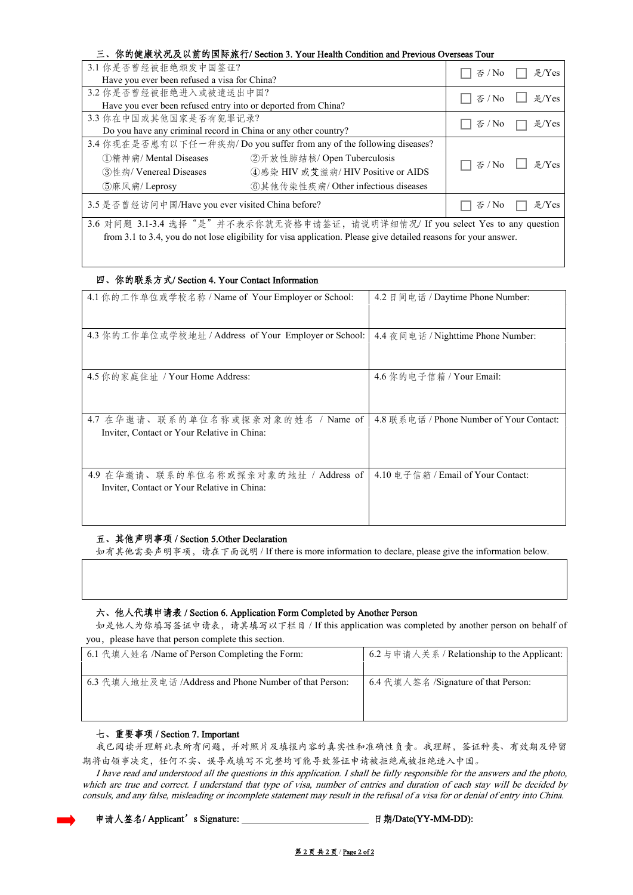## 三、你的健康状况及以前的国际旅行/ Section 3. Your Health Condition and Previous Overseas Tour

| | |
|---|---|
| 3.1 你是否曾经被拒绝颁发中国签证?<br>Have you ever been refused a visa for China? | ☐ 否 / No ☐ 是/Yes |
| 3.2 你是否曾经被拒绝进入或被遣送出中国?<br>Have you ever been refused entry into or deported from China? | ☐ 否 / No ☐ 是/Yes |
| 3.3 你在中国或其他国家是否有犯罪记录?<br>Do you have any criminal record in China or any other country? | ☐ 否 / No ☐ 是/Yes |
| 3.4 你现在是否患有以下任一种疾病/ Do you suffer from any of the following diseases?<br>①精神病/ Mental Diseases ②开放性肺结核/ Open Tuberculosis<br>③性病/ Venereal Diseases ④感染 HIV 或艾滋病/ HIV Positive or AIDS<br>⑤麻风病/ Leprosy ⑥其他传染性疾病/ Other infectious diseases | ☐ 否 / No ☐ 是/Yes |
| 3.5 是否曾经访问中国/Have you ever visited China before? | ☐ 否 / No ☐ 是/Yes |
| 3.6 对问题 3.1-3.4 选择"是"并不表示你就无资格申请签证，请说明详细情况/ If you select Yes to any question from 3.1 to 3.4, you do not lose eligibility for visa application. Please give detailed reasons for your answer. | |

## 四、你的联系方式/ Section 4. Your Contact Information

| | |
|---|---|
| 4.1 你的工作单位或学校名称 / Name of Your Employer or School: | 4.2 日间电话 / Daytime Phone Number: |
| 4.3 你的工作单位或学校地址 / Address of Your Employer or School: | 4.4 夜间电话 / Nighttime Phone Number: |
| 4.5 你的家庭住址 / Your Home Address: | 4.6 你的电子信箱 / Your Email: |
| 4.7 在华邀请、联系的单位名称或探亲对象的姓名 / Name of Inviter, Contact or Your Relative in China: | 4.8 联系电话 / Phone Number of Your Contact: |
| 4.9 在华邀请、联系的单位名称或探亲对象的地址 / Address of Inviter, Contact or Your Relative in China: | 4.10 电子信箱 / Email of Your Contact: |

## 五、其他声明事项 / Section 5.Other Declaration

如有其他需要声明事项，请在下面说明 / If there is more information to declare, please give the information below.

## 六、他人代填申请表 / Section 6. Application Form Completed by Another Person

如是他人为你填写签证申请表，请其填写以下栏目 / If this application was completed by another person on behalf of you，please have that person complete this section.

| | |
|---|---|
| 6.1 代填人姓名 /Name of Person Completing the Form: | 6.2 与申请人关系 / Relationship to the Applicant: |
| 6.3 代填人地址及电话 /Address and Phone Number of that Person: | 6.4 代填人签名 /Signature of that Person: |

## 七、重要事项 / Section 7. Important

我已阅读并理解此表所有问题，并对照片及填报内容的真实性和准确性负责。我理解，签证种类、有效期及停留期将由领事决定，任何不实、误导或填写不完整均可能导致签证申请被拒绝或被拒绝进入中国。

*I have read and understood all the questions in this application. I shall be fully responsible for the answers and the photo, which are true and correct. I understand that type of visa, number of entries and duration of each stay will be decided by consuls, and any false, misleading or incomplete statement may result in the refusal of a visa for or denial of entry into China.*

**申请人签名/ Applicant's Signature:** ______________________ **日期/Date(YY-MM-DD):**